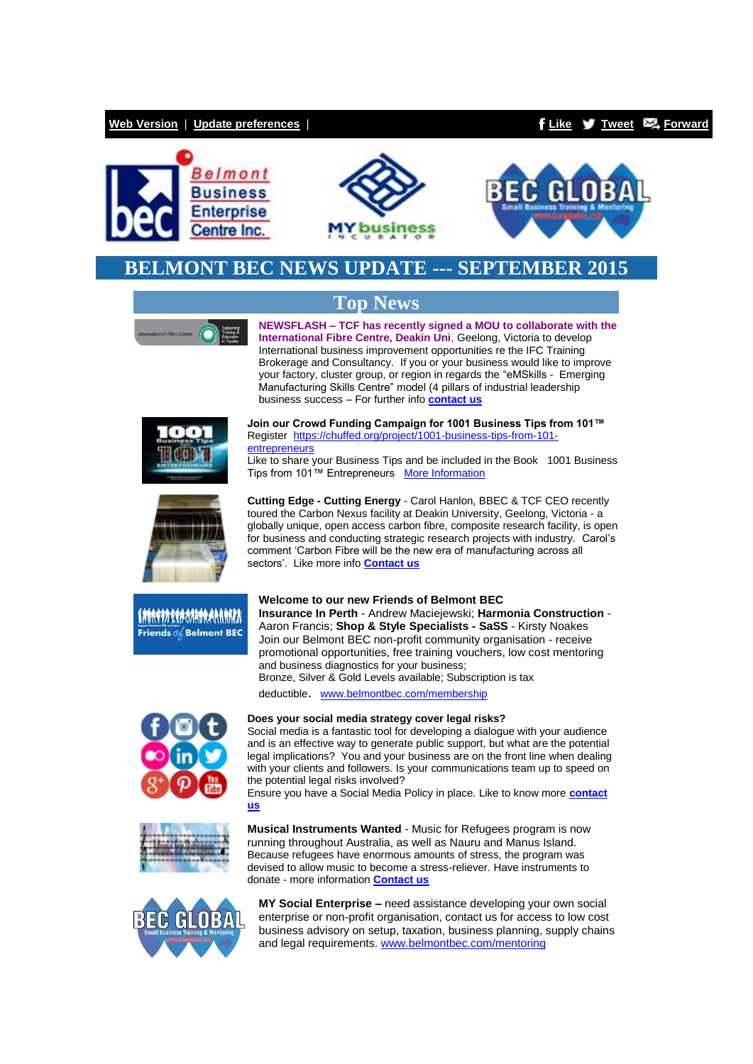Web Version | Update preferences | Like Tweet Forward

# BELMONT BEC NEWS UPDATE --- SEPTEMBER 2015

## Top News

**NEWSFLASH – TCF has recently signed a MOU to collaborate with the International Fibre Centre, Deakin Uni**, Geelong, Victoria to develop International business improvement opportunities re the IFC Training Brokerage and Consultancy. If you or your business would like to improve your factory, cluster group, or region in regards the "eMSkills - Emerging Manufacturing Skills Centre" model (4 pillars of industrial leadership business success – For further info **contact us**

**Join our Crowd Funding Campaign for 1001 Business Tips from 101™**
Register https://chuffed.org/project/1001-business-tips-from-101-entrepreneurs
Like to share your Business Tips and be included in the Book 1001 Business Tips from 101™ Entrepreneurs More Information

**Cutting Edge - Cutting Energy** - Carol Hanlon, BBEC & TCF CEO recently toured the Carbon Nexus facility at Deakin University, Geelong, Victoria - a globally unique, open access carbon fibre, composite research facility, is open for business and conducting strategic research projects with industry. Carol's comment 'Carbon Fibre will be the new era of manufacturing across all sectors'. Like more info **Contact us**

**Welcome to our new Friends of Belmont BEC**
**Insurance In Perth** - Andrew Maciejewski; **Harmonia Construction** - Aaron Francis; **Shop & Style Specialists - SaSS** - Kirsty Noakes
Join our Belmont BEC non-profit community organisation - receive promotional opportunities, free training vouchers, low cost mentoring and business diagnostics for your business;
Bronze, Silver & Gold Levels available; Subscription is tax deductible. www.belmontbec.com/membership

**Does your social media strategy cover legal risks?**
Social media is a fantastic tool for developing a dialogue with your audience and is an effective way to generate public support, but what are the potential legal implications? You and your business are on the front line when dealing with your clients and followers. Is your communications team up to speed on the potential legal risks involved?
Ensure you have a Social Media Policy in place. Like to know more **contact us**

**Musical Instruments Wanted** - Music for Refugees program is now running throughout Australia, as well as Nauru and Manus Island. Because refugees have enormous amounts of stress, the program was devised to allow music to become a stress-reliever. Have instruments to donate - more information **Contact us**

**MY Social Enterprise –** need assistance developing your own social enterprise or non-profit organisation, contact us for access to low cost business advisory on setup, taxation, business planning, supply chains and legal requirements. www.belmontbec.com/mentoring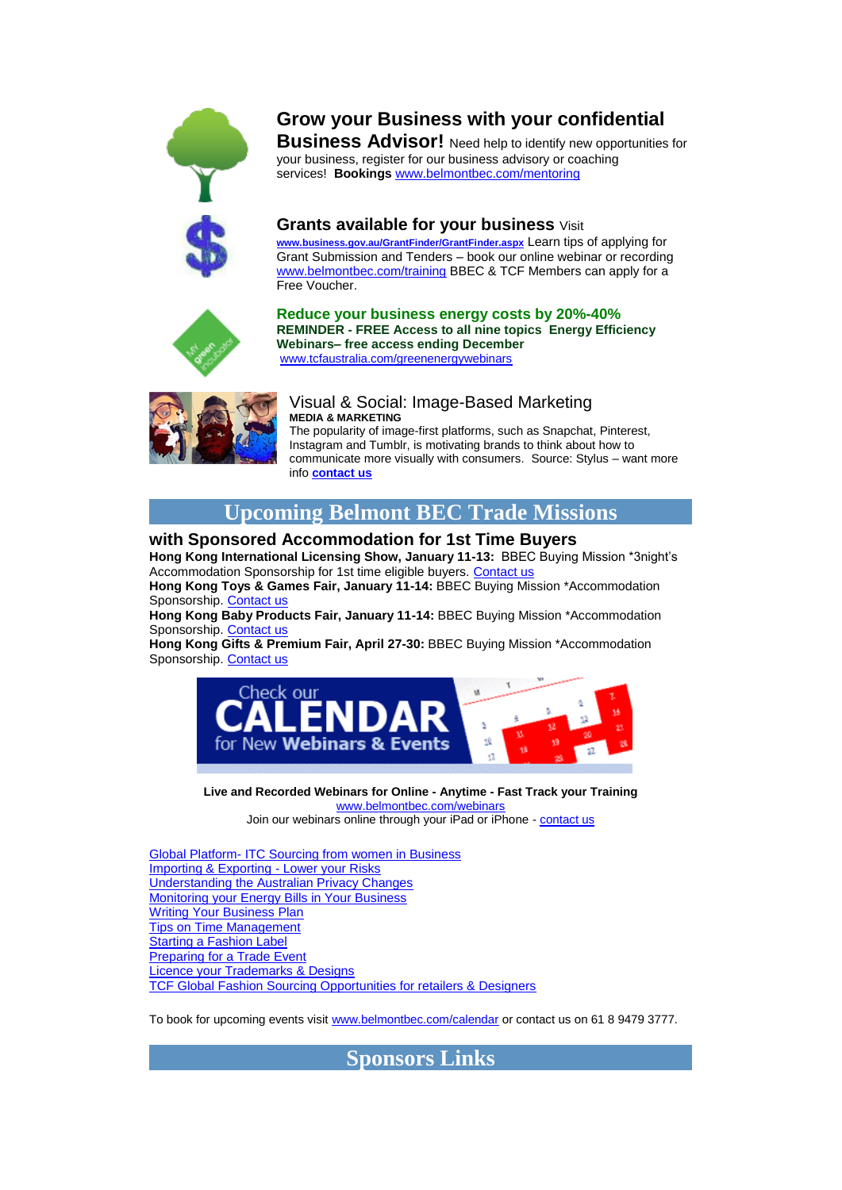**Grow your Business with your confidential Business Advisor!** Need help to identify new opportunities for your business, register for our business advisory or coaching services! **Bookings** www.belmontbec.com/mentoring

**Grants available for your business** Visit www.business.gov.au/GrantFinder/GrantFinder.aspx Learn tips of applying for Grant Submission and Tenders – book our online webinar or recording www.belmontbec.com/training BBEC & TCF Members can apply for a Free Voucher.

**Reduce your business energy costs by 20%-40%**
**REMINDER - FREE Access to all nine topics Energy Efficiency Webinars– free access ending December**
www.tcfaustralia.com/greenenergywebinars

Visual & Social: Image-Based Marketing
**MEDIA & MARKETING**
The popularity of image-first platforms, such as Snapchat, Pinterest, Instagram and Tumblr, is motivating brands to think about how to communicate more visually with consumers. Source: Stylus – want more info **contact us**

## Upcoming Belmont BEC Trade Missions

### with Sponsored Accommodation for 1st Time Buyers

**Hong Kong International Licensing Show, January 11-13:** BBEC Buying Mission *3night's Accommodation Sponsorship for 1st time eligible buyers. Contact us
**Hong Kong Toys & Games Fair, January 11-14:** BBEC Buying Mission *Accommodation Sponsorship. Contact us
**Hong Kong Baby Products Fair, January 11-14:** BBEC Buying Mission *Accommodation Sponsorship. Contact us
**Hong Kong Gifts & Premium Fair, April 27-30:** BBEC Buying Mission *Accommodation Sponsorship. Contact us

Check our CALENDAR for New Webinars & Events

**Live and Recorded Webinars for Online - Anytime - Fast Track your Training**
www.belmontbec.com/webinars
Join our webinars online through your iPad or iPhone - contact us

Global Platform- ITC Sourcing from women in Business
Importing & Exporting - Lower your Risks
Understanding the Australian Privacy Changes
Monitoring your Energy Bills in Your Business
Writing Your Business Plan
Tips on Time Management
Starting a Fashion Label
Preparing for a Trade Event
Licence your Trademarks & Designs
TCF Global Fashion Sourcing Opportunities for retailers & Designers

To book for upcoming events visit www.belmontbec.com/calendar or contact us on 61 8 9479 3777.

## Sponsors Links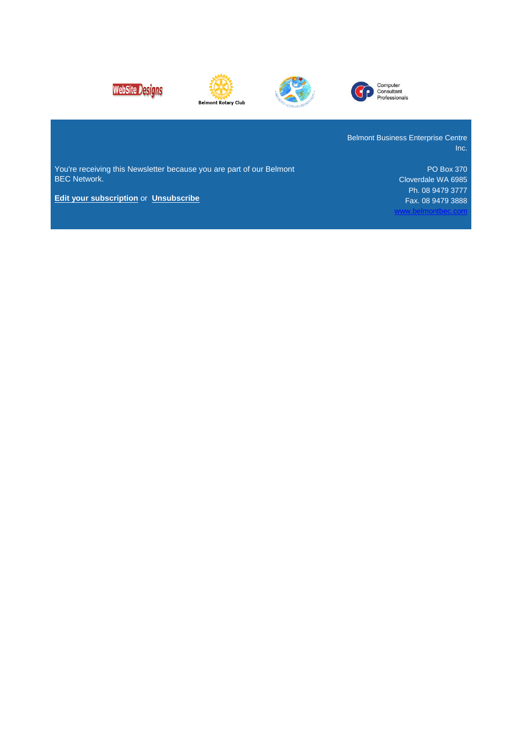WebSite Designs

Belmont Rotary Club

Computer Consultant Professionals

Belmont Business Enterprise Centre Inc.

You're receiving this Newsletter because you are part of our Belmont BEC Network.

**Edit your subscription** or **Unsubscribe**

PO Box 370
Cloverdale WA 6985
Ph. 08 9479 3777
Fax. 08 9479 3888
www.belmontbec.com